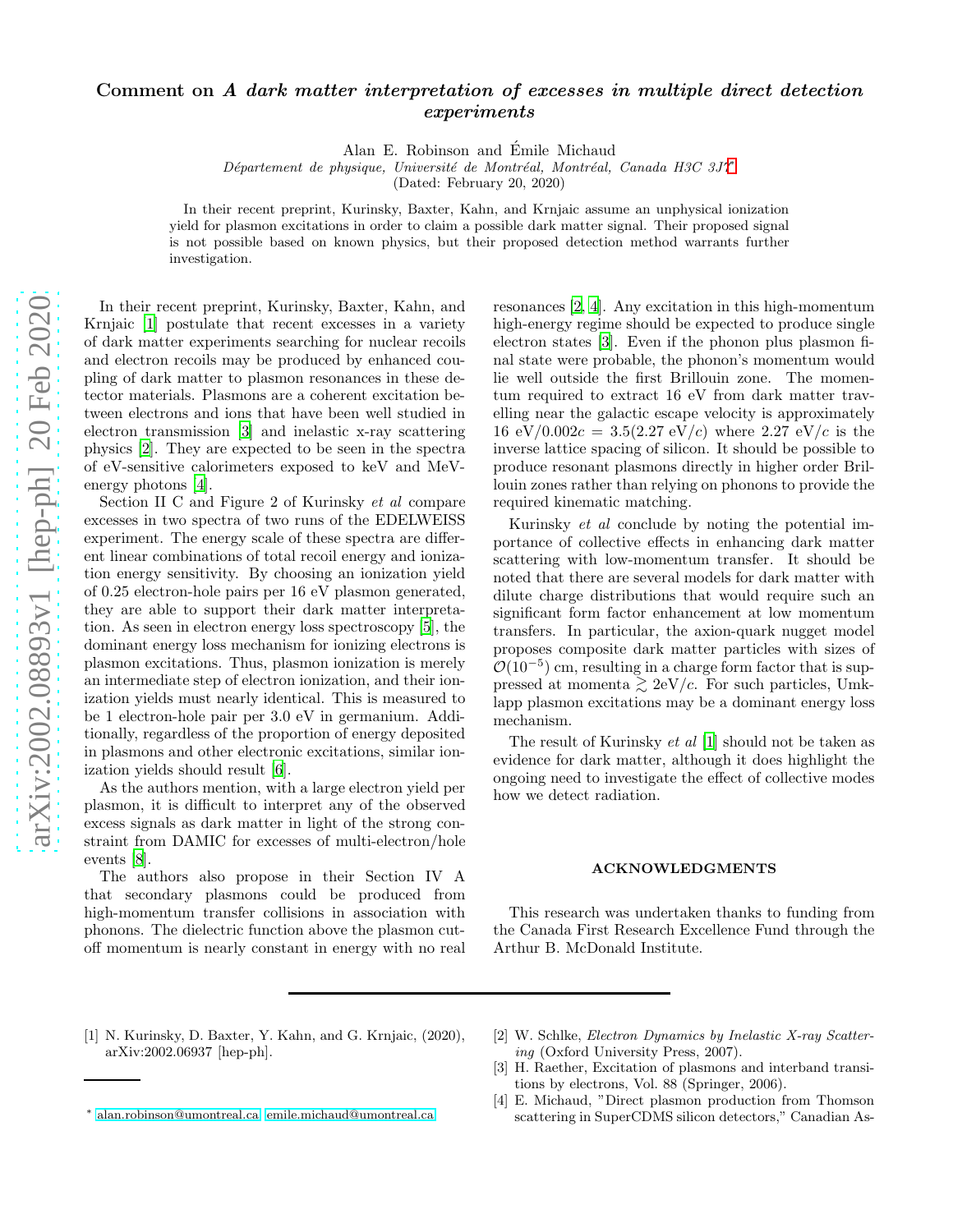# Comment on *A dark matter interpretation of excesses in multiple direct detection experiments*

Alan E. Robinson and Émile Michaud

*Département de physique, Université de Montréal, Montréal, Canada H3C 3J7*[*]

(Dated: February 20, 2020)

In their recent preprint, Kurinsky, Baxter, Kahn, and Krnjaic assume an unphysical ionization yield for plasmon excitations in order to claim a possible dark matter signal. Their proposed signal is not possible based on known physics, but their proposed detection method warrants further investigation.

In their recent preprint, Kurinsky, Baxter, Kahn, and Krnjaic [1] postulate that recent excesses in a variety of dark matter experiments searching for nuclear recoils and electron recoils may be produced by enhanced coupling of dark matter to plasmon resonances in these detector materials. Plasmons are a coherent excitation between electrons and ions that have been well studied in electron transmission [3] and inelastic x-ray scattering physics [2]. They are expected to be seen in the spectra of eV-sensitive calorimeters exposed to keV and MeV-energy photons [4].

Section II C and Figure 2 of Kurinsky *et al* compare excesses in two spectra of two runs of the EDELWEISS experiment. The energy scale of these spectra are different linear combinations of total recoil energy and ionization energy sensitivity. By choosing an ionization yield of 0.25 electron-hole pairs per 16 eV plasmon generated, they are able to support their dark matter interpretation. As seen in electron energy loss spectroscopy [5], the dominant energy loss mechanism for ionizing electrons is plasmon excitations. Thus, plasmon ionization is merely an intermediate step of electron ionization, and their ionization yields must nearly identical. This is measured to be 1 electron-hole pair per 3.0 eV in germanium. Additionally, regardless of the proportion of energy deposited in plasmons and other electronic excitations, similar ionization yields should result [6].

As the authors mention, with a large electron yield per plasmon, it is difficult to interpret any of the observed excess signals as dark matter in light of the strong constraint from DAMIC for excesses of multi-electron/hole events [8].

The authors also propose in their Section IV A that secondary plasmons could be produced from high-momentum transfer collisions in association with phonons. The dielectric function above the plasmon cutoff momentum is nearly constant in energy with no real resonances [2, 4]. Any excitation in this high-momentum high-energy regime should be expected to produce single electron states [3]. Even if the phonon plus plasmon final state were probable, the phonon's momentum would lie well outside the first Brillouin zone. The momentum required to extract 16 eV from dark matter travelling near the galactic escape velocity is approximately $16\ \text{eV}/0.002c = 3.5(2.27\ \text{eV}/c)$ where $2.27\ \text{eV}/c$ is the inverse lattice spacing of silicon. It should be possible to produce resonant plasmons directly in higher order Brillouin zones rather than relying on phonons to provide the required kinematic matching.

Kurinsky *et al* conclude by noting the potential importance of collective effects in enhancing dark matter scattering with low-momentum transfer. It should be noted that there are several models for dark matter with dilute charge distributions that would require such an significant form factor enhancement at low momentum transfers. In particular, the axion-quark nugget model proposes composite dark matter particles with sizes of $\mathcal{O}(10^{-5})$ cm, resulting in a charge form factor that is suppressed at momenta $\gtrsim 2\text{eV}/c$. For such particles, Umklapp plasmon excitations may be a dominant energy loss mechanism.

The result of Kurinsky *et al* [1] should not be taken as evidence for dark matter, although it does highlight the ongoing need to investigate the effect of collective modes how we detect radiation.

## ACKNOWLEDGMENTS

This research was undertaken thanks to funding from the Canada First Research Excellence Fund through the Arthur B. McDonald Institute.

---

[*] alan.robinson@umontreal.ca; emile.michaud@umontreal.ca

[1] N. Kurinsky, D. Baxter, Y. Kahn, and G. Krnjaic, (2020), arXiv:2002.06937 [hep-ph].

[2] W. Schlke, *Electron Dynamics by Inelastic X-ray Scattering* (Oxford University Press, 2007).

[3] H. Raether, Excitation of plasmons and interband transitions by electrons, Vol. 88 (Springer, 2006).

[4] E. Michaud, "Direct plasmon production from Thomson scattering in SuperCDMS silicon detectors," Canadian As-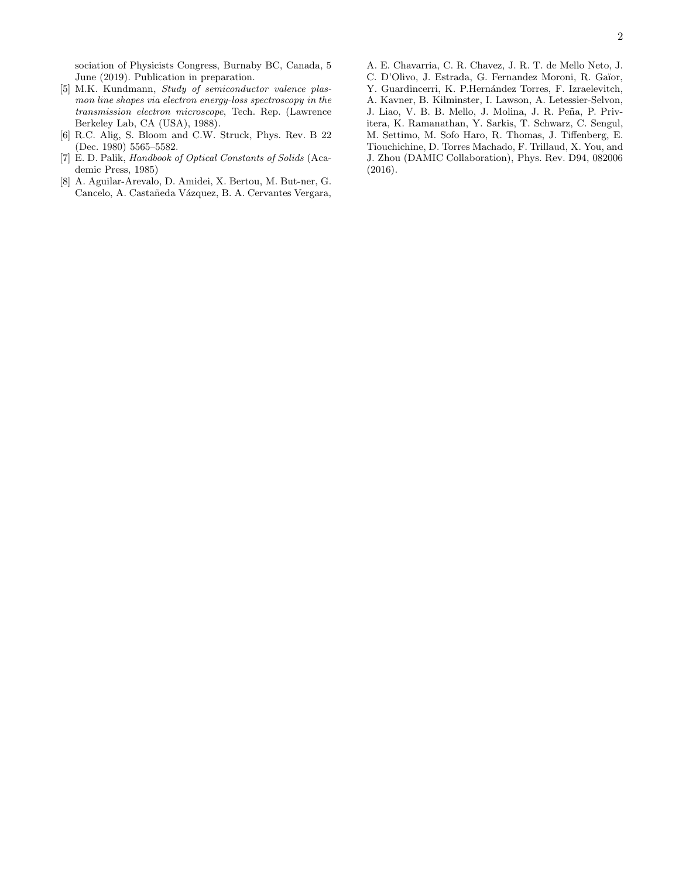sociation of Physicists Congress, Burnaby BC, Canada, 5 June (2019). Publication in preparation.

[5] M.K. Kundmann, *Study of semiconductor valence plasmon line shapes via electron energy-loss spectroscopy in the transmission electron microscope*, Tech. Rep. (Lawrence Berkeley Lab, CA (USA), 1988).

[6] R.C. Alig, S. Bloom and C.W. Struck, Phys. Rev. B 22 (Dec. 1980) 5565–5582.

[7] E. D. Palik, *Handbook of Optical Constants of Solids* (Academic Press, 1985)

[8] A. Aguilar-Arevalo, D. Amidei, X. Bertou, M. But-ner, G. Cancelo, A. Castañeda Vázquez, B. A. Cervantes Vergara, A. E. Chavarria, C. R. Chavez, J. R. T. de Mello Neto, J. C. D'Olivo, J. Estrada, G. Fernandez Moroni, R. Gaïor, Y. Guardincerri, K. P.Hernández Torres, F. Izraelevitch, A. Kavner, B. Kilminster, I. Lawson, A. Letessier-Selvon, J. Liao, V. B. B. Mello, J. Molina, J. R. Peña, P. Privitera, K. Ramanathan, Y. Sarkis, T. Schwarz, C. Sengul, M. Settimo, M. Sofo Haro, R. Thomas, J. Tiffenberg, E. Tiouchichine, D. Torres Machado, F. Trillaud, X. You, and J. Zhou (DAMIC Collaboration), Phys. Rev. D94, 082006 (2016).